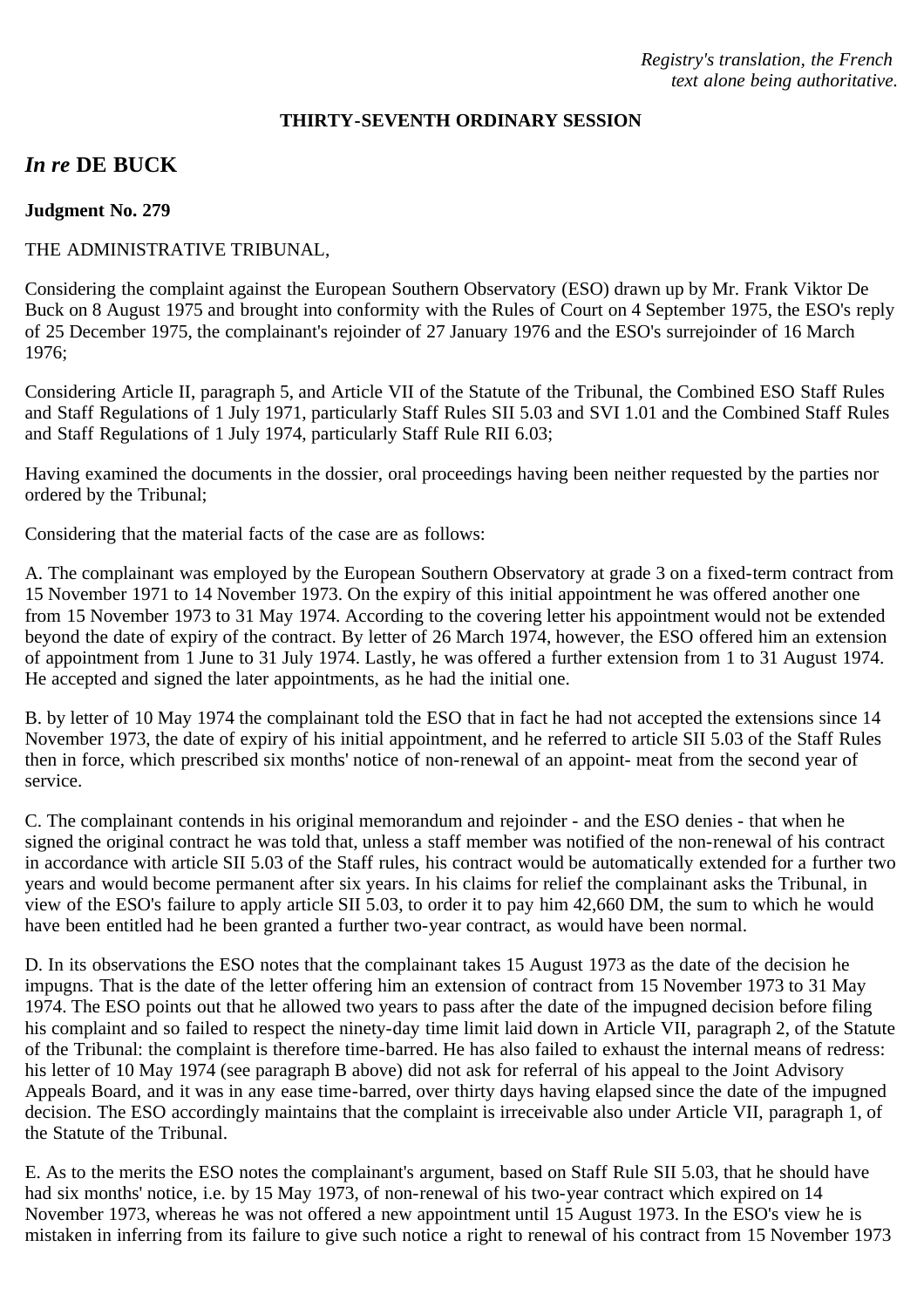*Registry's translation, the French text alone being authoritative.*

**THIRTY-SEVENTH ORDINARY SESSION**

## *In re* DE BUCK

**Judgment No. 279**

THE ADMINISTRATIVE TRIBUNAL,

Considering the complaint against the European Southern Observatory (ESO) drawn up by Mr. Frank Viktor De Buck on 8 August 1975 and brought into conformity with the Rules of Court on 4 September 1975, the ESO's reply of 25 December 1975, the complainant's rejoinder of 27 January 1976 and the ESO's surrejoinder of 16 March 1976;

Considering Article II, paragraph 5, and Article VII of the Statute of the Tribunal, the Combined ESO Staff Rules and Staff Regulations of 1 July 1971, particularly Staff Rules SII 5.03 and SVI 1.01 and the Combined Staff Rules and Staff Regulations of 1 July 1974, particularly Staff Rule RII 6.03;

Having examined the documents in the dossier, oral proceedings having been neither requested by the parties nor ordered by the Tribunal;

Considering that the material facts of the case are as follows:

A. The complainant was employed by the European Southern Observatory at grade 3 on a fixed-term contract from 15 November 1971 to 14 November 1973. On the expiry of this initial appointment he was offered another one from 15 November 1973 to 31 May 1974. According to the covering letter his appointment would not be extended beyond the date of expiry of the contract. By letter of 26 March 1974, however, the ESO offered him an extension of appointment from 1 June to 31 July 1974. Lastly, he was offered a further extension from 1 to 31 August 1974. He accepted and signed the later appointments, as he had the initial one.

B. by letter of 10 May 1974 the complainant told the ESO that in fact he had not accepted the extensions since 14 November 1973, the date of expiry of his initial appointment, and he referred to article SII 5.03 of the Staff Rules then in force, which prescribed six months' notice of non-renewal of an appoint- meat from the second year of service.

C. The complainant contends in his original memorandum and rejoinder - and the ESO denies - that when he signed the original contract he was told that, unless a staff member was notified of the non-renewal of his contract in accordance with article SII 5.03 of the Staff rules, his contract would be automatically extended for a further two years and would become permanent after six years. In his claims for relief the complainant asks the Tribunal, in view of the ESO's failure to apply article SII 5.03, to order it to pay him 42,660 DM, the sum to which he would have been entitled had he been granted a further two-year contract, as would have been normal.

D. In its observations the ESO notes that the complainant takes 15 August 1973 as the date of the decision he impugns. That is the date of the letter offering him an extension of contract from 15 November 1973 to 31 May 1974. The ESO points out that he allowed two years to pass after the date of the impugned decision before filing his complaint and so failed to respect the ninety-day time limit laid down in Article VII, paragraph 2, of the Statute of the Tribunal: the complaint is therefore time-barred. He has also failed to exhaust the internal means of redress: his letter of 10 May 1974 (see paragraph B above) did not ask for referral of his appeal to the Joint Advisory Appeals Board, and it was in any ease time-barred, over thirty days having elapsed since the date of the impugned decision. The ESO accordingly maintains that the complaint is irreceivable also under Article VII, paragraph 1, of the Statute of the Tribunal.

E. As to the merits the ESO notes the complainant's argument, based on Staff Rule SII 5.03, that he should have had six months' notice, i.e. by 15 May 1973, of non-renewal of his two-year contract which expired on 14 November 1973, whereas he was not offered a new appointment until 15 August 1973. In the ESO's view he is mistaken in inferring from its failure to give such notice a right to renewal of his contract from 15 November 1973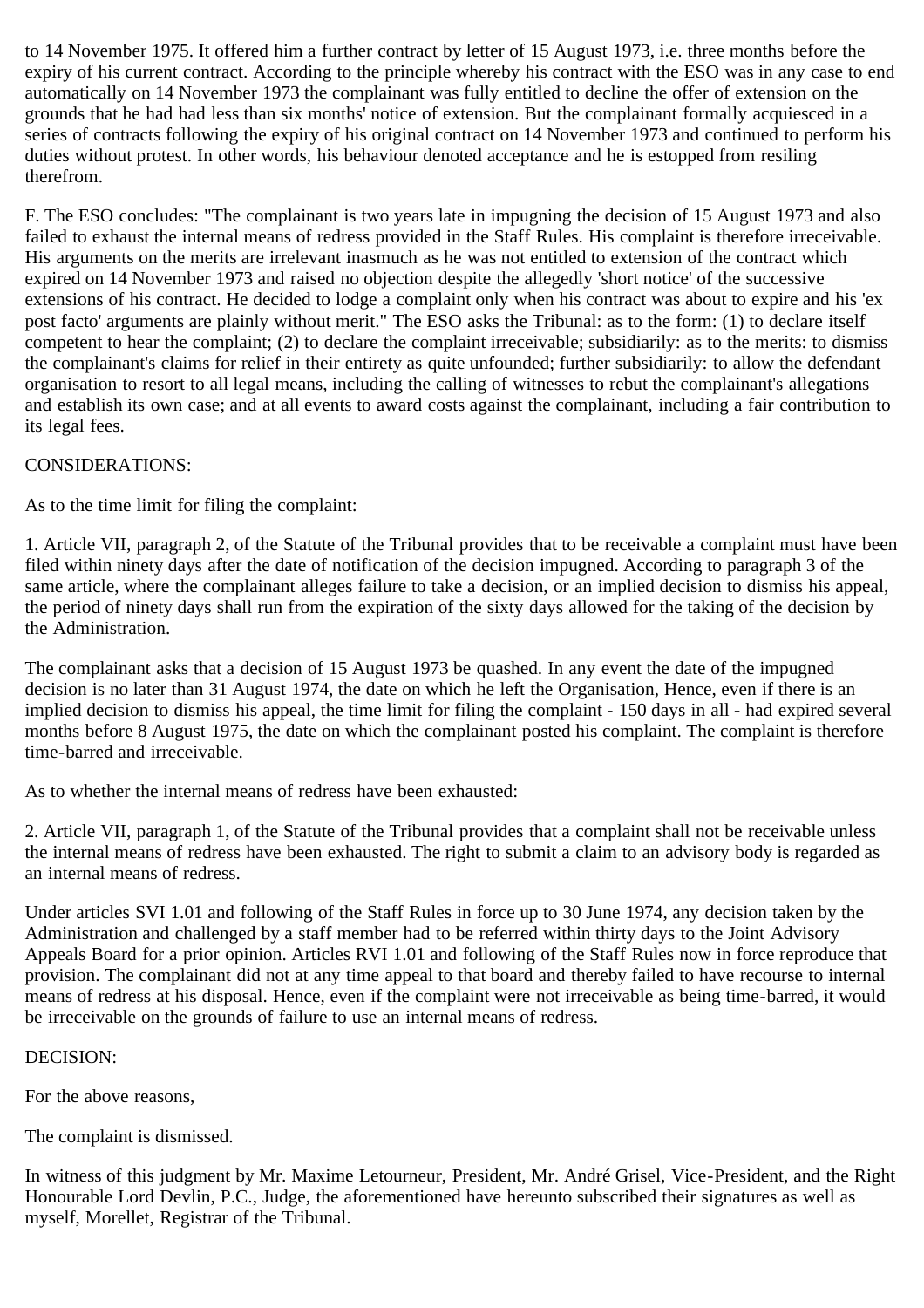to 14 November 1975. It offered him a further contract by letter of 15 August 1973, i.e. three months before the expiry of his current contract. According to the principle whereby his contract with the ESO was in any case to end automatically on 14 November 1973 the complainant was fully entitled to decline the offer of extension on the grounds that he had had less than six months' notice of extension. But the complainant formally acquiesced in a series of contracts following the expiry of his original contract on 14 November 1973 and continued to perform his duties without protest. In other words, his behaviour denoted acceptance and he is estopped from resiling therefrom.

F. The ESO concludes: "The complainant is two years late in impugning the decision of 15 August 1973 and also failed to exhaust the internal means of redress provided in the Staff Rules. His complaint is therefore irreceivable. His arguments on the merits are irrelevant inasmuch as he was not entitled to extension of the contract which expired on 14 November 1973 and raised no objection despite the allegedly 'short notice' of the successive extensions of his contract. He decided to lodge a complaint only when his contract was about to expire and his 'ex post facto' arguments are plainly without merit." The ESO asks the Tribunal: as to the form: (1) to declare itself competent to hear the complaint; (2) to declare the complaint irreceivable; subsidiarily: as to the merits: to dismiss the complainant's claims for relief in their entirety as quite unfounded; further subsidiarily: to allow the defendant organisation to resort to all legal means, including the calling of witnesses to rebut the complainant's allegations and establish its own case; and at all events to award costs against the complainant, including a fair contribution to its legal fees.

CONSIDERATIONS:

As to the time limit for filing the complaint:

1. Article VII, paragraph 2, of the Statute of the Tribunal provides that to be receivable a complaint must have been filed within ninety days after the date of notification of the decision impugned. According to paragraph 3 of the same article, where the complainant alleges failure to take a decision, or an implied decision to dismiss his appeal, the period of ninety days shall run from the expiration of the sixty days allowed for the taking of the decision by the Administration.

The complainant asks that a decision of 15 August 1973 be quashed. In any event the date of the impugned decision is no later than 31 August 1974, the date on which he left the Organisation, Hence, even if there is an implied decision to dismiss his appeal, the time limit for filing the complaint - 150 days in all - had expired several months before 8 August 1975, the date on which the complainant posted his complaint. The complaint is therefore time-barred and irreceivable.

As to whether the internal means of redress have been exhausted:

2. Article VII, paragraph 1, of the Statute of the Tribunal provides that a complaint shall not be receivable unless the internal means of redress have been exhausted. The right to submit a claim to an advisory body is regarded as an internal means of redress.

Under articles SVI 1.01 and following of the Staff Rules in force up to 30 June 1974, any decision taken by the Administration and challenged by a staff member had to be referred within thirty days to the Joint Advisory Appeals Board for a prior opinion. Articles RVI 1.01 and following of the Staff Rules now in force reproduce that provision. The complainant did not at any time appeal to that board and thereby failed to have recourse to internal means of redress at his disposal. Hence, even if the complaint were not irreceivable as being time-barred, it would be irreceivable on the grounds of failure to use an internal means of redress.

DECISION:

For the above reasons,

The complaint is dismissed.

In witness of this judgment by Mr. Maxime Letourneur, President, Mr. André Grisel, Vice-President, and the Right Honourable Lord Devlin, P.C., Judge, the aforementioned have hereunto subscribed their signatures as well as myself, Morellet, Registrar of the Tribunal.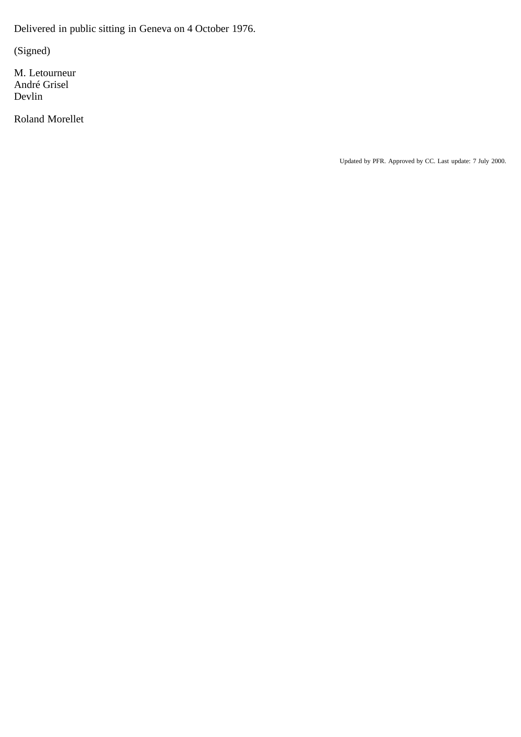Delivered in public sitting in Geneva on 4 October 1976.

(Signed)

M. Letourneur  
André Grisel  
Devlin

Roland Morellet

Updated by PFR. Approved by CC. Last update: 7 July 2000.